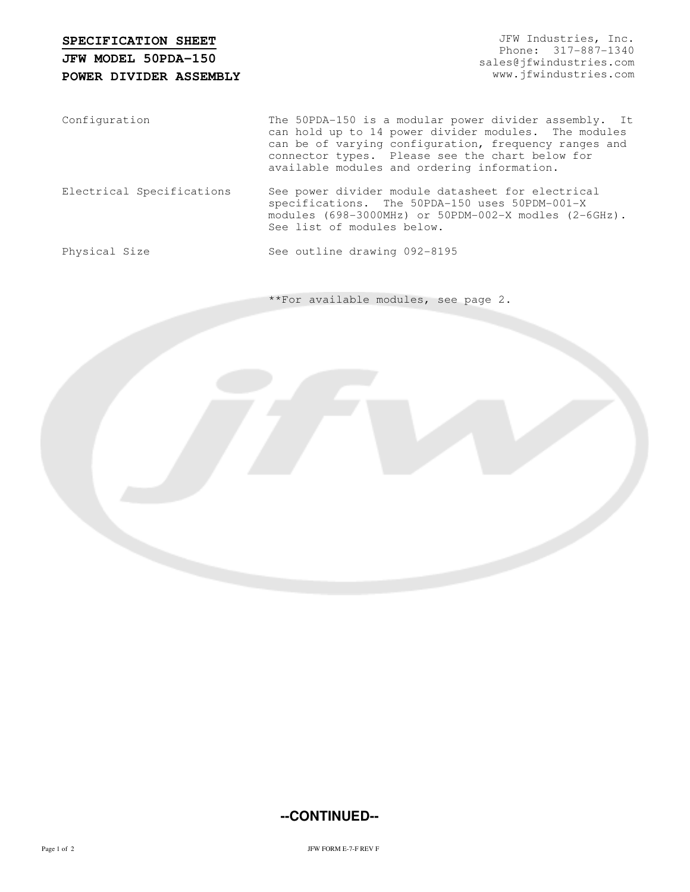**SPECIFICATION SHEET**
**JFW MODEL 50PDA-150**
**POWER DIVIDER ASSEMBLY**

JFW Industries, Inc.
Phone: 317-887-1340
sales@jfwindustries.com
www.jfwindustries.com

| | |
|---|---|
| Configuration | The 50PDA-150 is a modular power divider assembly. It can hold up to 14 power divider modules. The modules can be of varying configuration, frequency ranges and connector types. Please see the chart below for available modules and ordering information. |
| Electrical Specifications | See power divider module datasheet for electrical specifications. The 50PDA-150 uses 50PDM-001-X modules (698-3000MHz) or 50PDM-002-X modles (2-6GHz). See list of modules below. |
| Physical Size | See outline drawing 092-8195 |

**For available modules, see page 2.

**--CONTINUED--**

JFW FORM E-7-F REV F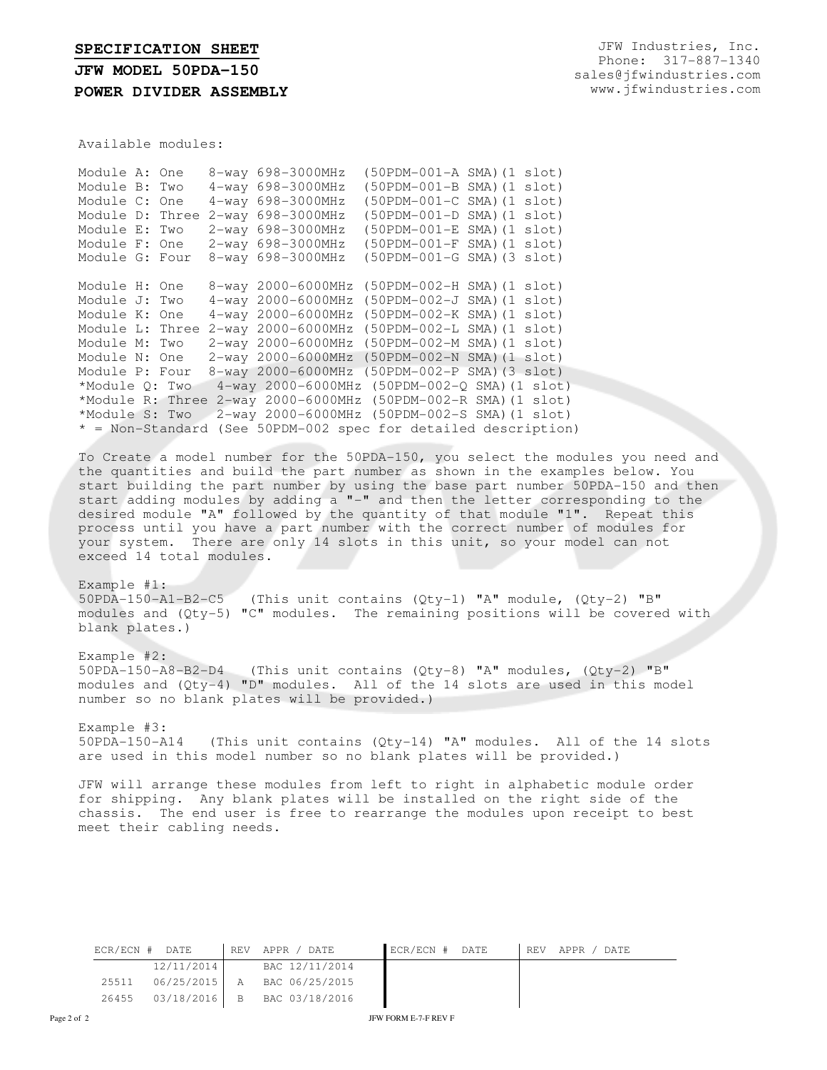**SPECIFICATION SHEET**

**JFW MODEL 50PDA-150**

**POWER DIVIDER ASSEMBLY**

JFW Industries, Inc.
Phone: 317-887-1340
sales@jfwindustries.com
www.jfwindustries.com

Available modules:

```
Module A: One   8-way 698-3000MHz  (50PDM-001-A SMA)(1 slot)
Module B: Two   4-way 698-3000MHz  (50PDM-001-B SMA)(1 slot)
Module C: One   4-way 698-3000MHz  (50PDM-001-C SMA)(1 slot)
Module D: Three 2-way 698-3000MHz  (50PDM-001-D SMA)(1 slot)
Module E: Two   2-way 698-3000MHz  (50PDM-001-E SMA)(1 slot)
Module F: One   2-way 698-3000MHz  (50PDM-001-F SMA)(1 slot)
Module G: Four  8-way 698-3000MHz  (50PDM-001-G SMA)(3 slot)

Module H: One   8-way 2000-6000MHz (50PDM-002-H SMA)(1 slot)
Module J: Two   4-way 2000-6000MHz (50PDM-002-J SMA)(1 slot)
Module K: One   4-way 2000-6000MHz (50PDM-002-K SMA)(1 slot)
Module L: Three 2-way 2000-6000MHz (50PDM-002-L SMA)(1 slot)
Module M: Two   2-way 2000-6000MHz (50PDM-002-M SMA)(1 slot)
Module N: One   2-way 2000-6000MHz (50PDM-002-N SMA)(1 slot)
Module P: Four  8-way 2000-6000MHz (50PDM-002-P SMA)(3 slot)
*Module Q: Two   4-way 2000-6000MHz (50PDM-002-Q SMA)(1 slot)
*Module R: Three 2-way 2000-6000MHz (50PDM-002-R SMA)(1 slot)
*Module S: Two   2-way 2000-6000MHz (50PDM-002-S SMA)(1 slot)
* = Non-Standard (See 50PDM-002 spec for detailed description)
```

To Create a model number for the 50PDA-150, you select the modules you need and the quantities and build the part number as shown in the examples below. You start building the part number by using the base part number 50PDA-150 and then start adding modules by adding a "-" and then the letter corresponding to the desired module "A" followed by the quantity of that module "1". Repeat this process until you have a part number with the correct number of modules for your system. There are only 14 slots in this unit, so your model can not exceed 14 total modules.

Example #1:
50PDA-150-A1-B2-C5 (This unit contains (Qty-1) "A" module, (Qty-2) "B" modules and (Qty-5) "C" modules. The remaining positions will be covered with blank plates.)

Example #2:
50PDA-150-A8-B2-D4 (This unit contains (Qty-8) "A" modules, (Qty-2) "B" modules and (Qty-4) "D" modules. All of the 14 slots are used in this model number so no blank plates will be provided.)

Example #3:
50PDA-150-A14 (This unit contains (Qty-14) "A" modules. All of the 14 slots are used in this model number so no blank plates will be provided.)

JFW will arrange these modules from left to right in alphabetic module order for shipping. Any blank plates will be installed on the right side of the chassis. The end user is free to rearrange the modules upon receipt to best meet their cabling needs.

| ECR/ECN # | DATE | REV | APPR / DATE | ECR/ECN # | DATE | REV | APPR / DATE |
|---|---|---|---|---|---|---|---|
| | 12/11/2014 | | BAC 12/11/2014 | | | | |
| 25511 | 06/25/2015 | A | BAC 06/25/2015 | | | | |
| 26455 | 03/18/2016 | B | BAC 03/18/2016 | | | | |

JFW FORM E-7-F REV F